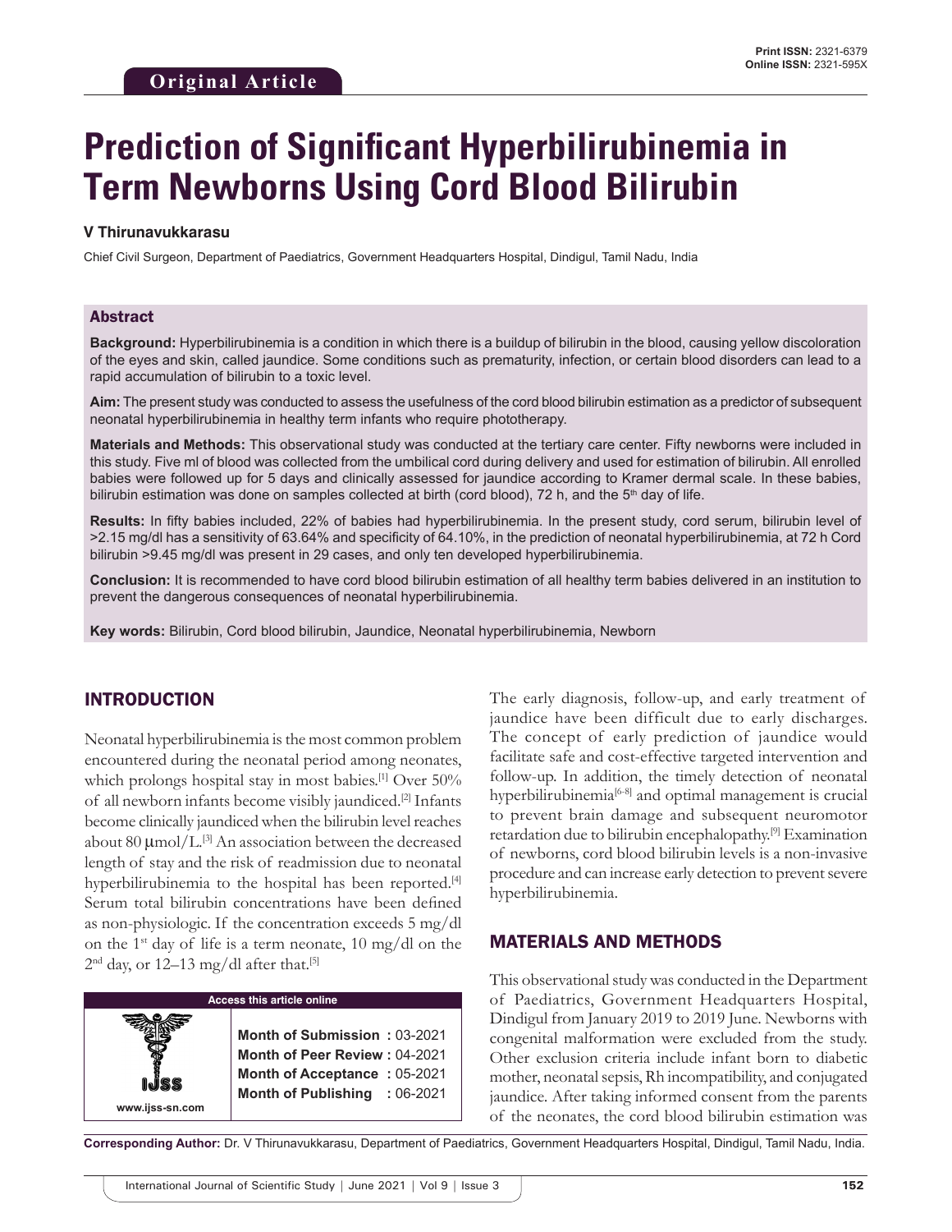Original Article

# Prediction of Significant Hyperbilirubinemia in Term Newborns Using Cord Blood Bilirubin

**V Thirunavukkarasu**

Chief Civil Surgeon, Department of Paediatrics, Government Headquarters Hospital, Dindigul, Tamil Nadu, India

## Abstract

**Background:** Hyperbilirubinemia is a condition in which there is a buildup of bilirubin in the blood, causing yellow discoloration of the eyes and skin, called jaundice. Some conditions such as prematurity, infection, or certain blood disorders can lead to a rapid accumulation of bilirubin to a toxic level.

**Aim:** The present study was conducted to assess the usefulness of the cord blood bilirubin estimation as a predictor of subsequent neonatal hyperbilirubinemia in healthy term infants who require phototherapy.

**Materials and Methods:** This observational study was conducted at the tertiary care center. Fifty newborns were included in this study. Five ml of blood was collected from the umbilical cord during delivery and used for estimation of bilirubin. All enrolled babies were followed up for 5 days and clinically assessed for jaundice according to Kramer dermal scale. In these babies, bilirubin estimation was done on samples collected at birth (cord blood), 72 h, and the 5th day of life.

**Results:** In fifty babies included, 22% of babies had hyperbilirubinemia. In the present study, cord serum, bilirubin level of >2.15 mg/dl has a sensitivity of 63.64% and specificity of 64.10%, in the prediction of neonatal hyperbilirubinemia, at 72 h Cord bilirubin >9.45 mg/dl was present in 29 cases, and only ten developed hyperbilirubinemia.

**Conclusion:** It is recommended to have cord blood bilirubin estimation of all healthy term babies delivered in an institution to prevent the dangerous consequences of neonatal hyperbilirubinemia.

**Key words:** Bilirubin, Cord blood bilirubin, Jaundice, Neonatal hyperbilirubinemia, Newborn

## INTRODUCTION

Neonatal hyperbilirubinemia is the most common problem encountered during the neonatal period among neonates, which prolongs hospital stay in most babies.[1] Over 50% of all newborn infants become visibly jaundiced.[2] Infants become clinically jaundiced when the bilirubin level reaches about 80 μmol/L.[3] An association between the decreased length of stay and the risk of readmission due to neonatal hyperbilirubinemia to the hospital has been reported.[4] Serum total bilirubin concentrations have been defined as non-physiologic. If the concentration exceeds 5 mg/dl on the 1st day of life is a term neonate, 10 mg/dl on the 2nd day, or 12–13 mg/dl after that.[5]

| Access this article online | |
|---|---|
| www.ijss-sn.com | **Month of Submission :** 03-2021<br>**Month of Peer Review :** 04-2021<br>**Month of Acceptance :** 05-2021<br>**Month of Publishing :** 06-2021 |

The early diagnosis, follow-up, and early treatment of jaundice have been difficult due to early discharges. The concept of early prediction of jaundice would facilitate safe and cost-effective targeted intervention and follow-up. In addition, the timely detection of neonatal hyperbilirubinemia[6-8] and optimal management is crucial to prevent brain damage and subsequent neuromotor retardation due to bilirubin encephalopathy.[9] Examination of newborns, cord blood bilirubin levels is a non-invasive procedure and can increase early detection to prevent severe hyperbilirubinemia.

## MATERIALS AND METHODS

This observational study was conducted in the Department of Paediatrics, Government Headquarters Hospital, Dindigul from January 2019 to 2019 June. Newborns with congenital malformation were excluded from the study. Other exclusion criteria include infant born to diabetic mother, neonatal sepsis, Rh incompatibility, and conjugated jaundice. After taking informed consent from the parents of the neonates, the cord blood bilirubin estimation was

**Corresponding Author:** Dr. V Thirunavukkarasu, Department of Paediatrics, Government Headquarters Hospital, Dindigul, Tamil Nadu, India.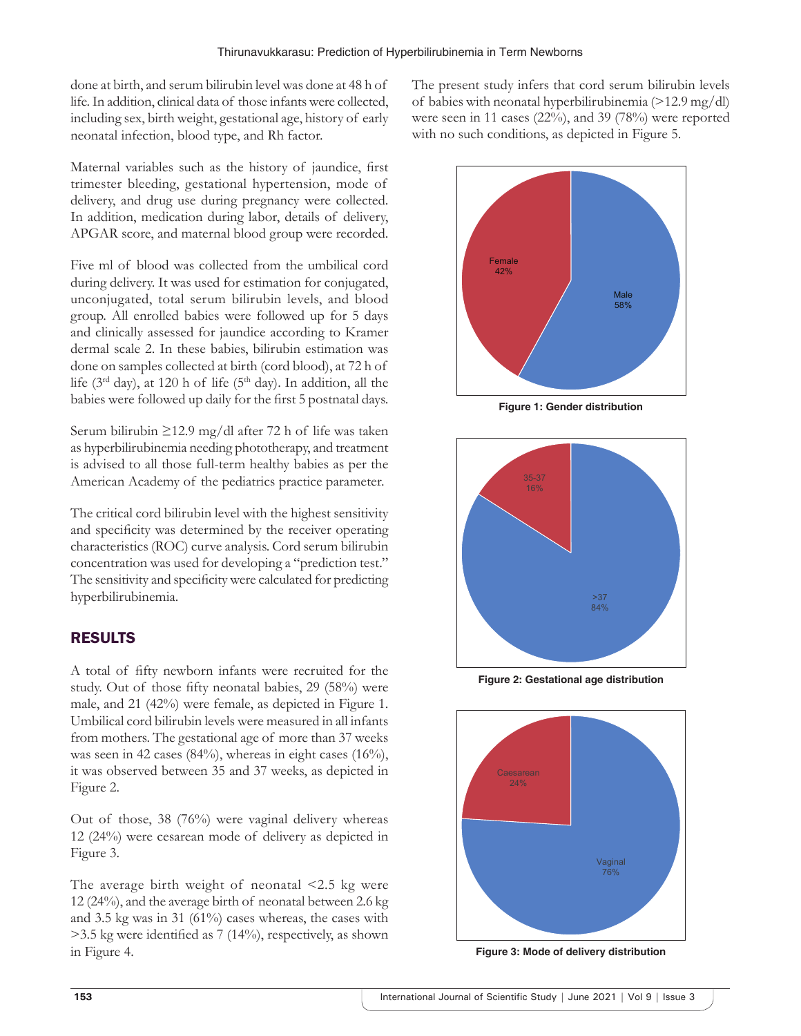done at birth, and serum bilirubin level was done at 48 h of life. In addition, clinical data of those infants were collected, including sex, birth weight, gestational age, history of early neonatal infection, blood type, and Rh factor.

Maternal variables such as the history of jaundice, first trimester bleeding, gestational hypertension, mode of delivery, and drug use during pregnancy were collected. In addition, medication during labor, details of delivery, APGAR score, and maternal blood group were recorded.

Five ml of blood was collected from the umbilical cord during delivery. It was used for estimation for conjugated, unconjugated, total serum bilirubin levels, and blood group. All enrolled babies were followed up for 5 days and clinically assessed for jaundice according to Kramer dermal scale 2. In these babies, bilirubin estimation was done on samples collected at birth (cord blood), at 72 h of life (3rd day), at 120 h of life (5th day). In addition, all the babies were followed up daily for the first 5 postnatal days.

Serum bilirubin ≥12.9 mg/dl after 72 h of life was taken as hyperbilirubinemia needing phototherapy, and treatment is advised to all those full-term healthy babies as per the American Academy of the pediatrics practice parameter.

The critical cord bilirubin level with the highest sensitivity and specificity was determined by the receiver operating characteristics (ROC) curve analysis. Cord serum bilirubin concentration was used for developing a "prediction test." The sensitivity and specificity were calculated for predicting hyperbilirubinemia.

## RESULTS

A total of fifty newborn infants were recruited for the study. Out of those fifty neonatal babies, 29 (58%) were male, and 21 (42%) were female, as depicted in Figure 1. Umbilical cord bilirubin levels were measured in all infants from mothers. The gestational age of more than 37 weeks was seen in 42 cases (84%), whereas in eight cases (16%), it was observed between 35 and 37 weeks, as depicted in Figure 2.

Out of those, 38 (76%) were vaginal delivery whereas 12 (24%) were cesarean mode of delivery as depicted in Figure 3.

The average birth weight of neonatal <2.5 kg were 12 (24%), and the average birth of neonatal between 2.6 kg and 3.5 kg was in 31 (61%) cases whereas, the cases with >3.5 kg were identified as 7 (14%), respectively, as shown in Figure 4.

The present study infers that cord serum bilirubin levels of babies with neonatal hyperbilirubinemia (>12.9 mg/dl) were seen in 11 cases (22%), and 39 (78%) were reported with no such conditions, as depicted in Figure 5.

Female 42%
Male 58%

**Figure 1: Gender distribution**

35-37 16%
>37 84%

**Figure 2: Gestational age distribution**

Caesarean 24%
Vaginal 76%

**Figure 3: Mode of delivery distribution**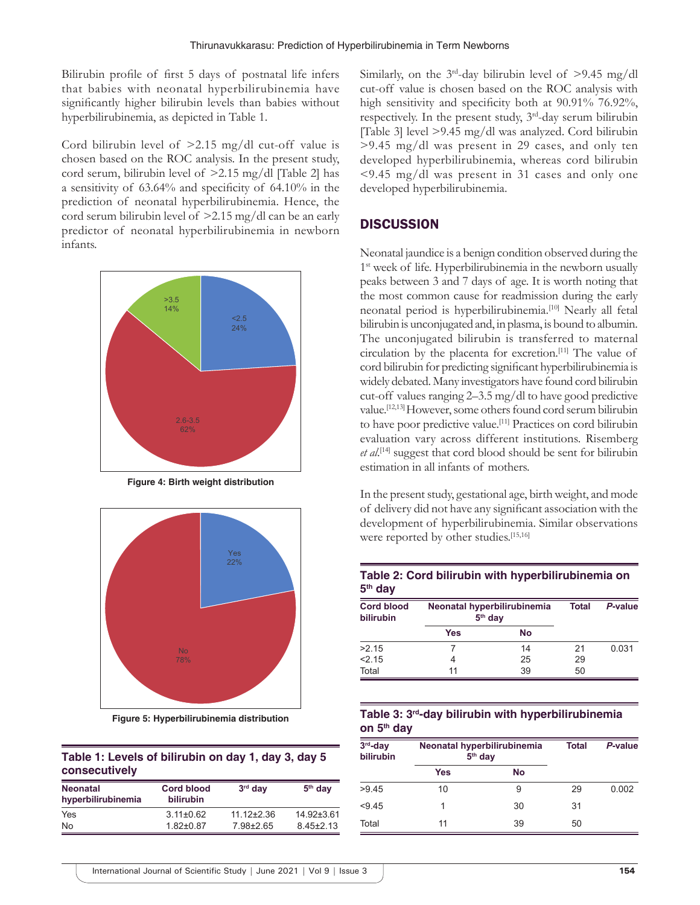Bilirubin profile of first 5 days of postnatal life infers that babies with neonatal hyperbilirubinemia have significantly higher bilirubin levels than babies without hyperbilirubinemia, as depicted in Table 1.

Cord bilirubin level of >2.15 mg/dl cut-off value is chosen based on the ROC analysis. In the present study, cord serum, bilirubin level of >2.15 mg/dl [Table 2] has a sensitivity of 63.64% and specificity of 64.10% in the prediction of neonatal hyperbilirubinemia. Hence, the cord serum bilirubin level of >2.15 mg/dl can be an early predictor of neonatal hyperbilirubinemia in newborn infants.

Figure 4: Birth weight distribution

Figure 5: Hyperbilirubinemia distribution

**Table 1: Levels of bilirubin on day 1, day 3, day 5 consecutively**

| Neonatal hyperbilirubinemia | Cord blood bilirubin | 3rd day | 5th day |
|---|---|---|---|
| Yes | 3.11±0.62 | 11.12±2.36 | 14.92±3.61 |
| No | 1.82±0.87 | 7.98±2.65 | 8.45±2.13 |

Similarly, on the 3rd-day bilirubin level of >9.45 mg/dl cut-off value is chosen based on the ROC analysis with high sensitivity and specificity both at 90.91% 76.92%, respectively. In the present study, 3rd-day serum bilirubin [Table 3] level >9.45 mg/dl was analyzed. Cord bilirubin >9.45 mg/dl was present in 29 cases, and only ten developed hyperbilirubinemia, whereas cord bilirubin <9.45 mg/dl was present in 31 cases and only one developed hyperbilirubinemia.

## DISCUSSION

Neonatal jaundice is a benign condition observed during the 1st week of life. Hyperbilirubinemia in the newborn usually peaks between 3 and 7 days of age. It is worth noting that the most common cause for readmission during the early neonatal period is hyperbilirubinemia.[10] Nearly all fetal bilirubin is unconjugated and, in plasma, is bound to albumin. The unconjugated bilirubin is transferred to maternal circulation by the placenta for excretion.[11] The value of cord bilirubin for predicting significant hyperbilirubinemia is widely debated. Many investigators have found cord bilirubin cut-off values ranging 2–3.5 mg/dl to have good predictive value.[12,13] However, some others found cord serum bilirubin to have poor predictive value.[11] Practices on cord bilirubin evaluation vary across different institutions. Risemberg *et al.*[14] suggest that cord blood should be sent for bilirubin estimation in all infants of mothers.

In the present study, gestational age, birth weight, and mode of delivery did not have any significant association with the development of hyperbilirubinemia. Similar observations were reported by other studies.[15,16]

**Table 2: Cord bilirubin with hyperbilirubinemia on 5th day**

| Cord blood bilirubin | Neonatal hyperbilirubinemia 5th day | | Total | P-value |
|---|---|---|---|---|
| | Yes | No | | |
| >2.15 | 7 | 14 | 21 | 0.031 |
| <2.15 | 4 | 25 | 29 | |
| Total | 11 | 39 | 50 | |

**Table 3: 3rd-day bilirubin with hyperbilirubinemia on 5th day**

| 3rd-day bilirubin | Neonatal hyperbilirubinemia 5th day | | Total | P-value |
|---|---|---|---|---|
| | Yes | No | | |
| >9.45 | 10 | 9 | 29 | 0.002 |
| <9.45 | 1 | 30 | 31 | |
| Total | 11 | 39 | 50 | |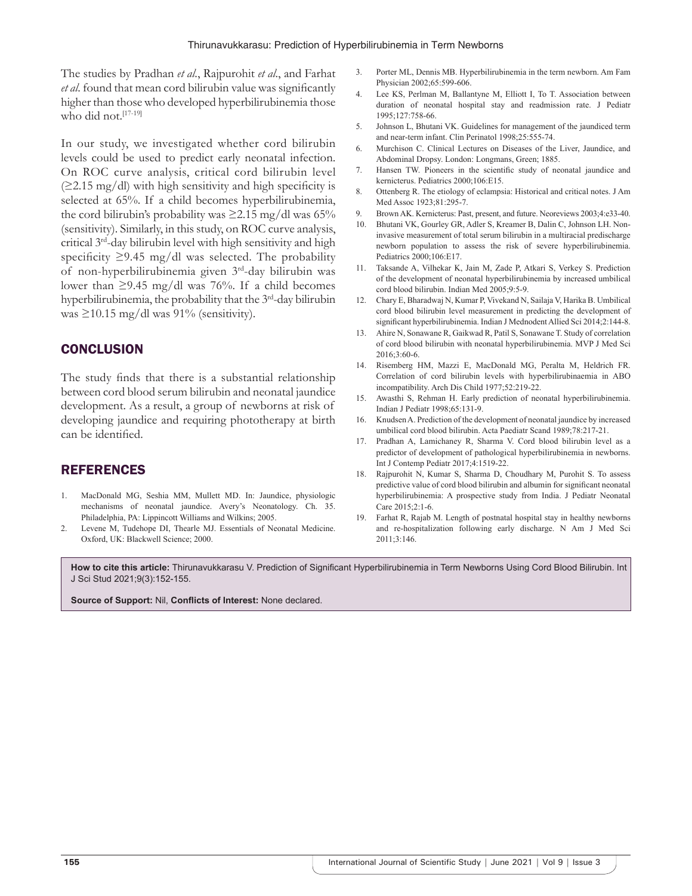The studies by Pradhan *et al*., Rajpurohit *et al*., and Farhat *et al*. found that mean cord bilirubin value was significantly higher than those who developed hyperbilirubinemia those who did not.[17-19]

In our study, we investigated whether cord bilirubin levels could be used to predict early neonatal infection. On ROC curve analysis, critical cord bilirubin level ($\geq$2.15 mg/dl) with high sensitivity and high specificity is selected at 65%. If a child becomes hyperbilirubinemia, the cord bilirubin's probability was $\geq$2.15 mg/dl was 65% (sensitivity). Similarly, in this study, on ROC curve analysis, critical 3rd-day bilirubin level with high sensitivity and high specificity $\geq$9.45 mg/dl was selected. The probability of non-hyperbilirubinemia given 3rd-day bilirubin was lower than $\geq$9.45 mg/dl was 76%. If a child becomes hyperbilirubinemia, the probability that the 3rd-day bilirubin was $\geq$10.15 mg/dl was 91% (sensitivity).

## CONCLUSION

The study finds that there is a substantial relationship between cord blood serum bilirubin and neonatal jaundice development. As a result, a group of newborns at risk of developing jaundice and requiring phototherapy at birth can be identified.

## REFERENCES

1. MacDonald MG, Seshia MM, Mullett MD. In: Jaundice, physiologic mechanisms of neonatal jaundice. Avery's Neonatology. Ch. 35. Philadelphia, PA: Lippincott Williams and Wilkins; 2005.
2. Levene M, Tudehope DI, Thearle MJ. Essentials of Neonatal Medicine. Oxford, UK: Blackwell Science; 2000.
3. Porter ML, Dennis MB. Hyperbilirubinemia in the term newborn. Am Fam Physician 2002;65:599-606.
4. Lee KS, Perlman M, Ballantyne M, Elliott I, To T. Association between duration of neonatal hospital stay and readmission rate. J Pediatr 1995;127:758-66.
5. Johnson L, Bhutani VK. Guidelines for management of the jaundiced term and near-term infant. Clin Perinatol 1998;25:555-74.
6. Murchison C. Clinical Lectures on Diseases of the Liver, Jaundice, and Abdominal Dropsy. London: Longmans, Green; 1885.
7. Hansen TW. Pioneers in the scientific study of neonatal jaundice and kernicterus. Pediatrics 2000;106:E15.
8. Ottenberg R. The etiology of eclampsia: Historical and critical notes. J Am Med Assoc 1923;81:295-7.
9. Brown AK. Kernicterus: Past, present, and future. Neoreviews 2003;4:e33-40.
10. Bhutani VK, Gourley GR, Adler S, Kreamer B, Dalin C, Johnson LH. Non-invasive measurement of total serum bilirubin in a multiracial predischarge newborn population to assess the risk of severe hyperbilirubinemia. Pediatrics 2000;106:E17.
11. Taksande A, Vilhekar K, Jain M, Zade P, Atkari S, Verkey S. Prediction of the development of neonatal hyperbilirubinemia by increased umbilical cord blood bilirubin. Indian Med 2005;9:5-9.
12. Chary E, Bharadwaj N, Kumar P, Vivekand N, Sailaja V, Harika B. Umbilical cord blood bilirubin level measurement in predicting the development of significant hyperbilirubinemia. Indian J Mednodent Allied Sci 2014;2:144-8.
13. Ahire N, Sonawane R, Gaikwad R, Patil S, Sonawane T. Study of correlation of cord blood bilirubin with neonatal hyperbilirubinemia. MVP J Med Sci 2016;3:60-6.
14. Risemberg HM, Mazzi E, MacDonald MG, Peralta M, Heldrich FR. Correlation of cord bilirubin levels with hyperbilirubinaemia in ABO incompatibility. Arch Dis Child 1977;52:219-22.
15. Awasthi S, Rehman H. Early prediction of neonatal hyperbilirubinemia. Indian J Pediatr 1998;65:131-9.
16. Knudsen A. Prediction of the development of neonatal jaundice by increased umbilical cord blood bilirubin. Acta Paediatr Scand 1989;78:217-21.
17. Pradhan A, Lamichaney R, Sharma V. Cord blood bilirubin level as a predictor of development of pathological hyperbilirubinemia in newborns. Int J Contemp Pediatr 2017;4:1519-22.
18. Rajpurohit N, Kumar S, Sharma D, Choudhary M, Purohit S. To assess predictive value of cord blood bilirubin and albumin for significant neonatal hyperbilirubinemia: A prospective study from India. J Pediatr Neonatal Care 2015;2:1-6.
19. Farhat R, Rajab M. Length of postnatal hospital stay in healthy newborns and re-hospitalization following early discharge. N Am J Med Sci 2011;3:146.

**How to cite this article:** Thirunavukkarasu V. Prediction of Significant Hyperbilirubinemia in Term Newborns Using Cord Blood Bilirubin. Int J Sci Stud 2021;9(3):152-155.

**Source of Support:** Nil, **Conflicts of Interest:** None declared.